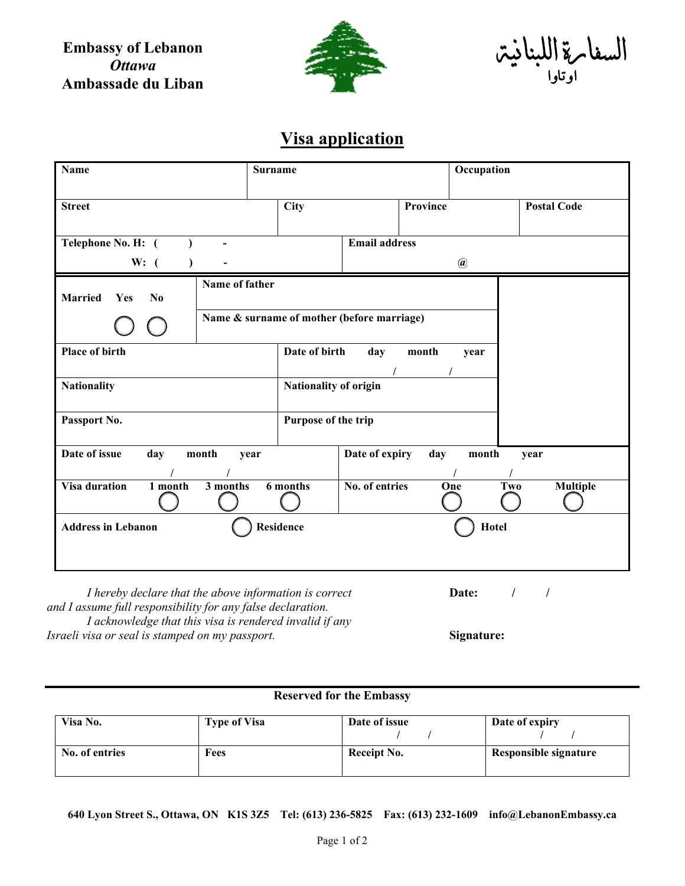**Embassy of Lebanon**
***Ottawa***
**Ambassade du Liban**

**السفارة اللبنانية**
**اوتاوا**

# Visa application

| Name | Surname | Occupation |
|---|---|---|
| | | |

| Street | City | Province | Postal Code |
|---|---|---|---|
| | | | |

| Telephone No. H: ( ) - | Email address |
|---|---|
| W: ( ) - | @ |

| Married Yes ◯ No ◯ | Name of father |
|---|---|
| | Name & surname of mother (before marriage) |

| Place of birth | Date of birth day / month / year |
|---|---|
| Nationality | Nationality of origin |
| Passport No. | Purpose of the trip |

| Date of issue day / month / year | Date of expiry day / month / year |
|---|---|
| Visa duration ◯ 1 month ◯ 3 months ◯ 6 months | No. of entries ◯ One ◯ Two ◯ Multiple |

| Address in Lebanon | ◯ Residence | ◯ Hotel |
|---|---|---|
| | | |

*I hereby declare that the above information is correct and I assume full responsibility for any false declaration.*

*I acknowledge that this visa is rendered invalid if any Israeli visa or seal is stamped on my passport.*

**Date:** / /

**Signature:**

---

**Reserved for the Embassy**

| Visa No. | Type of Visa | Date of issue / / | Date of expiry / / |
|---|---|---|---|
| **No. of entries** | **Fees** | **Receipt No.** | **Responsible signature** |

**640 Lyon Street S., Ottawa, ON K1S 3Z5 Tel: (613) 236-5825 Fax: (613) 232-1609 info@LebanonEmbassy.ca**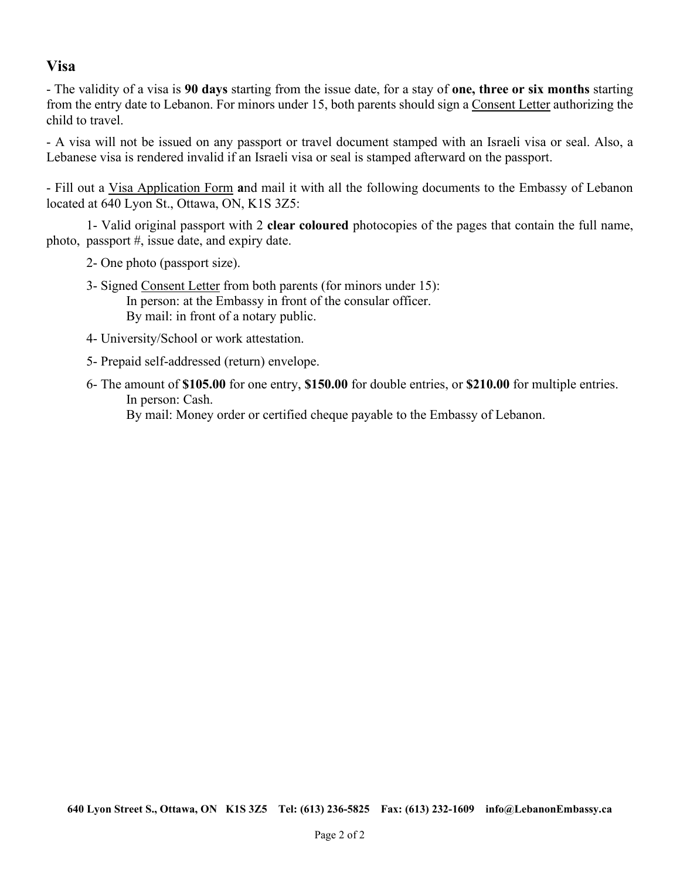## Visa

- The validity of a visa is **90 days** starting from the issue date, for a stay of **one, three or six months** starting from the entry date to Lebanon. For minors under 15, both parents should sign a Consent Letter authorizing the child to travel.

- A visa will not be issued on any passport or travel document stamped with an Israeli visa or seal. Also, a Lebanese visa is rendered invalid if an Israeli visa or seal is stamped afterward on the passport.

- Fill out a Visa Application Form **a**nd mail it with all the following documents to the Embassy of Lebanon located at 640 Lyon St., Ottawa, ON, K1S 3Z5:

1- Valid original passport with 2 **clear coloured** photocopies of the pages that contain the full name, photo, passport #, issue date, and expiry date.

2- One photo (passport size).

3- Signed Consent Letter from both parents (for minors under 15):
   In person: at the Embassy in front of the consular officer.
   By mail: in front of a notary public.

4- University/School or work attestation.

5- Prepaid self-addressed (return) envelope.

6- The amount of **$105.00** for one entry, **$150.00** for double entries, or **$210.00** for multiple entries.
   In person: Cash.
   By mail: Money order or certified cheque payable to the Embassy of Lebanon.